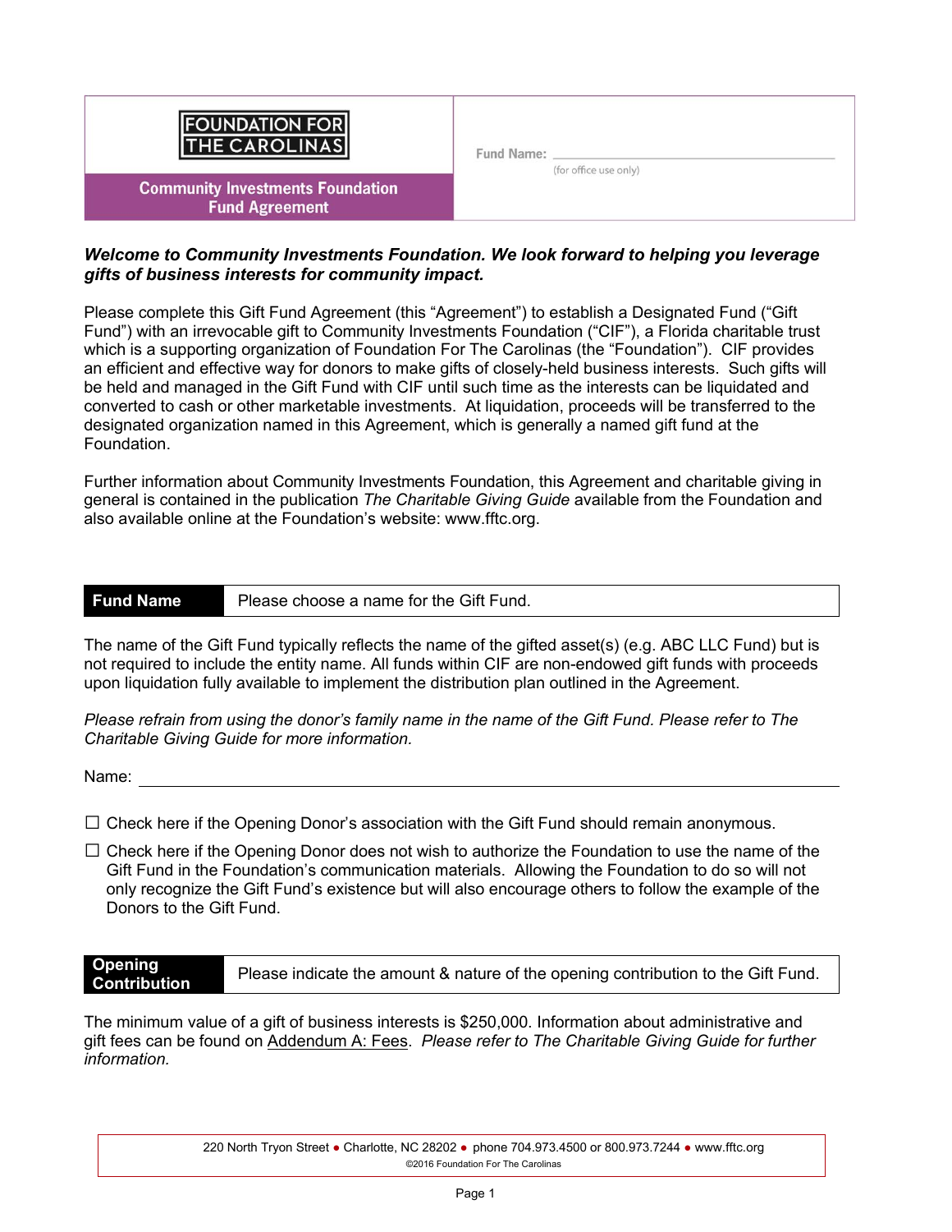**FOUNDATION FOR THE CAROLINAS**

**Community Investments Foundation Fund Agreement**

Fund Name: ______________________________
(for office use only)

***Welcome to Community Investments Foundation. We look forward to helping you leverage gifts of business interests for community impact.***

Please complete this Gift Fund Agreement (this "Agreement") to establish a Designated Fund ("Gift Fund") with an irrevocable gift to Community Investments Foundation ("CIF"), a Florida charitable trust which is a supporting organization of Foundation For The Carolinas (the "Foundation"). CIF provides an efficient and effective way for donors to make gifts of closely-held business interests. Such gifts will be held and managed in the Gift Fund with CIF until such time as the interests can be liquidated and converted to cash or other marketable investments. At liquidation, proceeds will be transferred to the designated organization named in this Agreement, which is generally a named gift fund at the Foundation.

Further information about Community Investments Foundation, this Agreement and charitable giving in general is contained in the publication *The Charitable Giving Guide* available from the Foundation and also available online at the Foundation's website: www.fftc.org.

| **Fund Name** | Please choose a name for the Gift Fund. |
|---|---|

The name of the Gift Fund typically reflects the name of the gifted asset(s) (e.g. ABC LLC Fund) but is not required to include the entity name. All funds within CIF are non-endowed gift funds with proceeds upon liquidation fully available to implement the distribution plan outlined in the Agreement.

*Please refrain from using the donor's family name in the name of the Gift Fund. Please refer to The Charitable Giving Guide for more information.*

Name: ______________________________________________

☐ Check here if the Opening Donor's association with the Gift Fund should remain anonymous.

☐ Check here if the Opening Donor does not wish to authorize the Foundation to use the name of the Gift Fund in the Foundation's communication materials. Allowing the Foundation to do so will not only recognize the Gift Fund's existence but will also encourage others to follow the example of the Donors to the Gift Fund.

| **Opening Contribution** | Please indicate the amount & nature of the opening contribution to the Gift Fund. |
|---|---|

The minimum value of a gift of business interests is $250,000. Information about administrative and gift fees can be found on Addendum A: Fees. *Please refer to The Charitable Giving Guide for further information.*

220 North Tryon Street ● Charlotte, NC 28202 ● phone 704.973.4500 or 800.973.7244 ● www.fftc.org
©2016 Foundation For The Carolinas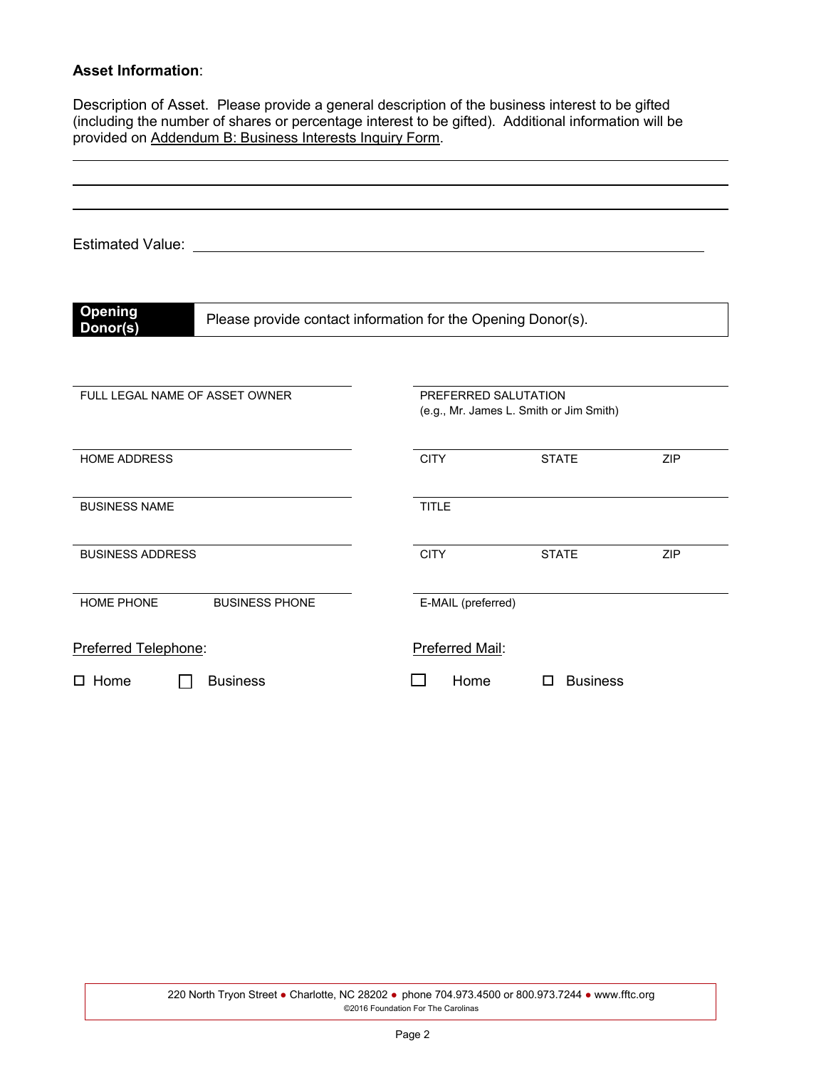**Asset Information**:

Description of Asset. Please provide a general description of the business interest to be gifted (including the number of shares or percentage interest to be gifted). Additional information will be provided on Addendum B: Business Interests Inquiry Form.

______________________________________________________________________________

______________________________________________________________________________

______________________________________________________________________________

Estimated Value: ______________________________________________________________

| **Opening Donor(s)** | Please provide contact information for the Opening Donor(s). |
|---|---|

| | | | |
|---|---|---|---|
| FULL LEGAL NAME OF ASSET OWNER | PREFERRED SALUTATION (e.g., Mr. James L. Smith or Jim Smith) | | |
| HOME ADDRESS | CITY | STATE | ZIP |
| BUSINESS NAME | TITLE | | |
| BUSINESS ADDRESS | CITY | STATE | ZIP |
| HOME PHONE / BUSINESS PHONE | E-MAIL (preferred) | | |

Preferred Telephone:

☐ Home ☐ Business

Preferred Mail:

☐ Home ☐ Business

220 North Tryon Street ● Charlotte, NC 28202 ● phone 704.973.4500 or 800.973.7244 ● www.fftc.org
©2016 Foundation For The Carolinas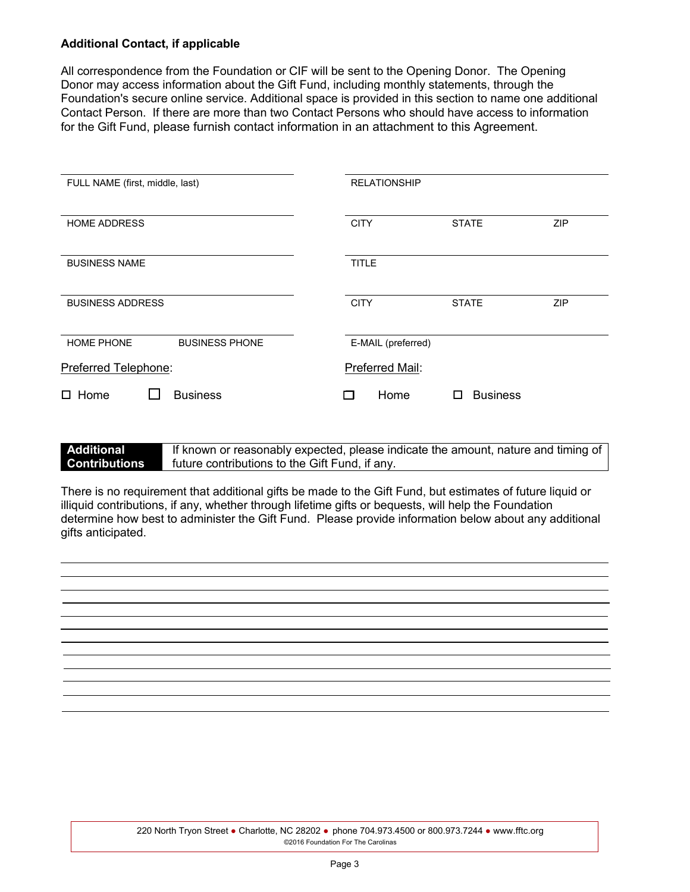**Additional Contact, if applicable**

All correspondence from the Foundation or CIF will be sent to the Opening Donor. The Opening Donor may access information about the Gift Fund, including monthly statements, through the Foundation's secure online service. Additional space is provided in this section to name one additional Contact Person. If there are more than two Contact Persons who should have access to information for the Gift Fund, please furnish contact information in an attachment to this Agreement.

| | | | | |
|---|---|---|---|---|
| FULL NAME (first, middle, last) | | RELATIONSHIP | | |
| HOME ADDRESS | | CITY | STATE | ZIP |
| BUSINESS NAME | | TITLE | | |
| BUSINESS ADDRESS | | CITY | STATE | ZIP |
| HOME PHONE | BUSINESS PHONE | E-MAIL (preferred) | | |

Preferred Telephone:

☐ Home ☐ Business

Preferred Mail:

☐ Home ☐ Business

**Additional Contributions** If known or reasonably expected, please indicate the amount, nature and timing of future contributions to the Gift Fund, if any.

There is no requirement that additional gifts be made to the Gift Fund, but estimates of future liquid or illiquid contributions, if any, whether through lifetime gifts or bequests, will help the Foundation determine how best to administer the Gift Fund. Please provide information below about any additional gifts anticipated.

220 North Tryon Street ● Charlotte, NC 28202 ● phone 704.973.4500 or 800.973.7244 ● www.fftc.org

©2016 Foundation For The Carolinas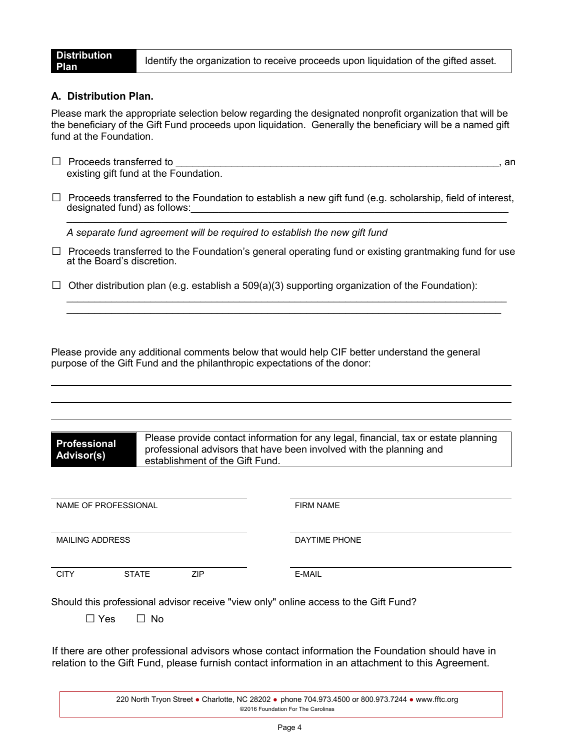**Distribution Plan** | Identify the organization to receive proceeds upon liquidation of the gifted asset.

## A. Distribution Plan.

Please mark the appropriate selection below regarding the designated nonprofit organization that will be the beneficiary of the Gift Fund proceeds upon liquidation. Generally the beneficiary will be a named gift fund at the Foundation.

☐ Proceeds transferred to ____________________________________________________________, an existing gift fund at the Foundation.

☐ Proceeds transferred to the Foundation to establish a new gift fund (e.g. scholarship, field of interest, designated fund) as follows:____________________________________________________________
________________________________________________________________________________

*A separate fund agreement will be required to establish the new gift fund*

☐ Proceeds transferred to the Foundation's general operating fund or existing grantmaking fund for use at the Board's discretion.

☐ Other distribution plan (e.g. establish a 509(a)(3) supporting organization of the Foundation):
________________________________________________________________________________
________________________________________________________________________________

Please provide any additional comments below that would help CIF better understand the general purpose of the Gift Fund and the philanthropic expectations of the donor:

________________________________________________________________________________
________________________________________________________________________________
________________________________________________________________________________

**Professional Advisor(s)** | Please provide contact information for any legal, financial, tax or estate planning professional advisors that have been involved with the planning and establishment of the Gift Fund.

| | |
|---|---|
| NAME OF PROFESSIONAL | FIRM NAME |
| MAILING ADDRESS | DAYTIME PHONE |
| CITY STATE ZIP | E-MAIL |

Should this professional advisor receive "view only" online access to the Gift Fund?

☐ Yes ☐ No

If there are other professional advisors whose contact information the Foundation should have in relation to the Gift Fund, please furnish contact information in an attachment to this Agreement.

220 North Tryon Street ● Charlotte, NC 28202 ● phone 704.973.4500 or 800.973.7244 ● www.fftc.org
©2016 Foundation For The Carolinas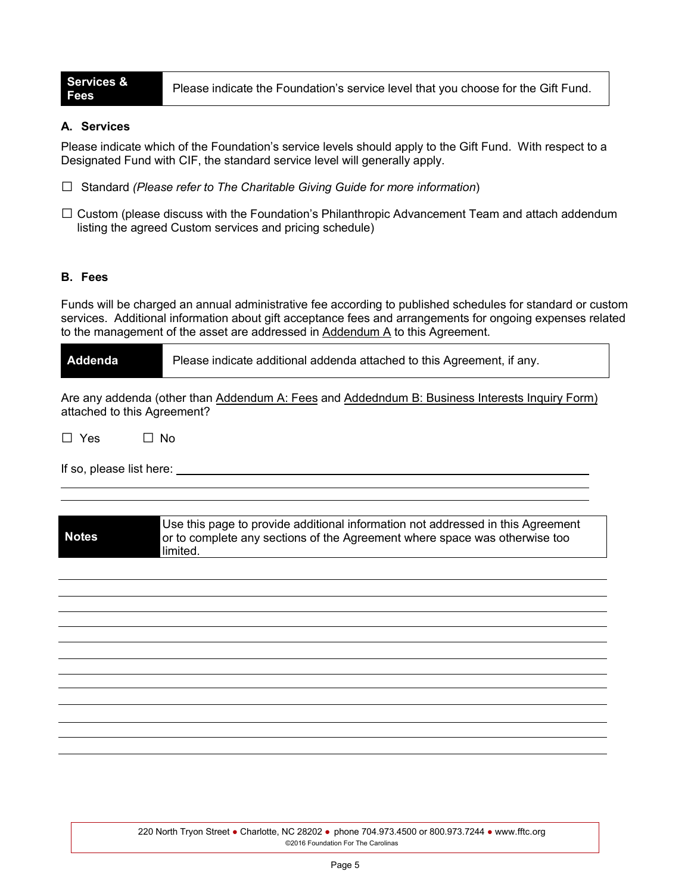| Services & Fees | Please indicate the Foundation's service level that you choose for the Gift Fund. |
|---|---|

**A. Services**

Please indicate which of the Foundation's service levels should apply to the Gift Fund. With respect to a Designated Fund with CIF, the standard service level will generally apply.

☐ Standard *(Please refer to The Charitable Giving Guide for more information*)

☐ Custom (please discuss with the Foundation's Philanthropic Advancement Team and attach addendum listing the agreed Custom services and pricing schedule)

**B. Fees**

Funds will be charged an annual administrative fee according to published schedules for standard or custom services. Additional information about gift acceptance fees and arrangements for ongoing expenses related to the management of the asset are addressed in Addendum A to this Agreement.

| Addenda | Please indicate additional addenda attached to this Agreement, if any. |
|---|---|

Are any addenda (other than Addendum A: Fees and Addedndum B: Business Interests Inquiry Form) attached to this Agreement?

☐ Yes ☐ No

If so, please list here: ______________________________________________________________

______________________________________________________________

______________________________________________________________

| Notes | Use this page to provide additional information not addressed in this Agreement or to complete any sections of the Agreement where space was otherwise too limited. |
|---|---|

______________________________________________________________

______________________________________________________________

______________________________________________________________

______________________________________________________________

______________________________________________________________

______________________________________________________________

______________________________________________________________

______________________________________________________________

______________________________________________________________

______________________________________________________________

______________________________________________________________

220 North Tryon Street ● Charlotte, NC 28202 ● phone 704.973.4500 or 800.973.7244 ● www.fftc.org
©2016 Foundation For The Carolinas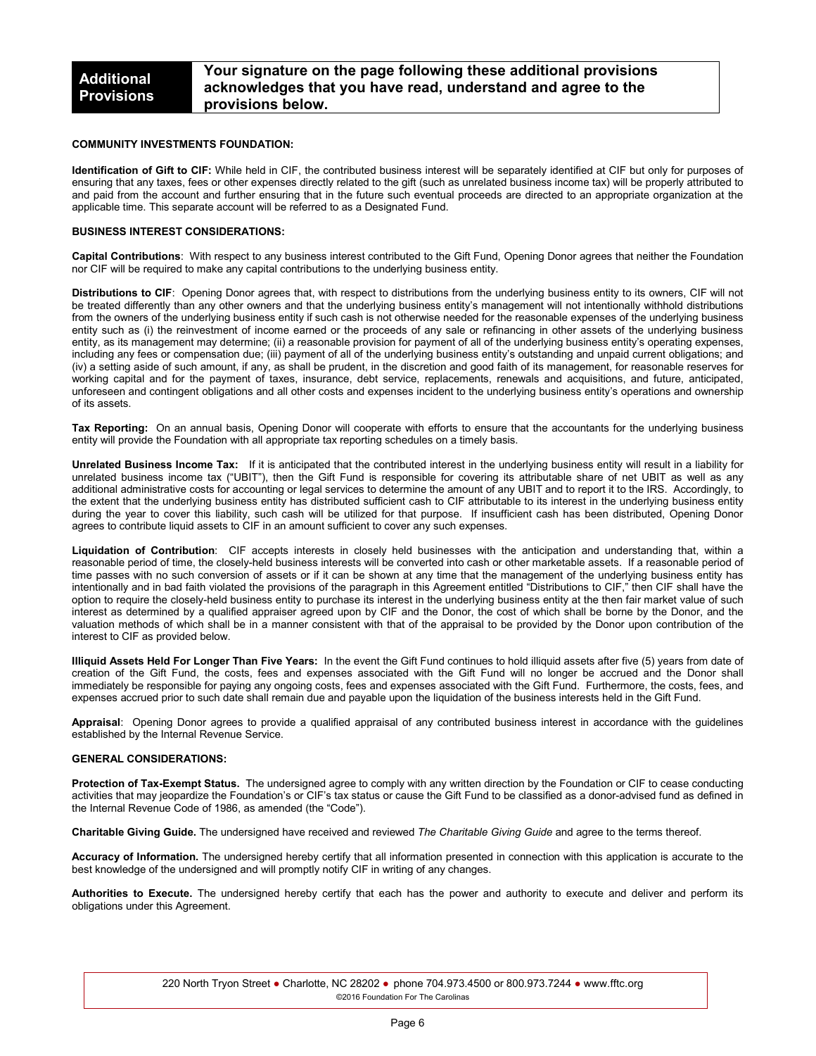## Additional Provisions

**Your signature on the page following these additional provisions acknowledges that you have read, understand and agree to the provisions below.**

**COMMUNITY INVESTMENTS FOUNDATION:**

**Identification of Gift to CIF:** While held in CIF, the contributed business interest will be separately identified at CIF but only for purposes of ensuring that any taxes, fees or other expenses directly related to the gift (such as unrelated business income tax) will be properly attributed to and paid from the account and further ensuring that in the future such eventual proceeds are directed to an appropriate organization at the applicable time. This separate account will be referred to as a Designated Fund.

**BUSINESS INTEREST CONSIDERATIONS:**

**Capital Contributions**: With respect to any business interest contributed to the Gift Fund, Opening Donor agrees that neither the Foundation nor CIF will be required to make any capital contributions to the underlying business entity.

**Distributions to CIF**: Opening Donor agrees that, with respect to distributions from the underlying business entity to its owners, CIF will not be treated differently than any other owners and that the underlying business entity's management will not intentionally withhold distributions from the owners of the underlying business entity if such cash is not otherwise needed for the reasonable expenses of the underlying business entity such as (i) the reinvestment of income earned or the proceeds of any sale or refinancing in other assets of the underlying business entity, as its management may determine; (ii) a reasonable provision for payment of all of the underlying business entity's operating expenses, including any fees or compensation due; (iii) payment of all of the underlying business entity's outstanding and unpaid current obligations; and (iv) a setting aside of such amount, if any, as shall be prudent, in the discretion and good faith of its management, for reasonable reserves for working capital and for the payment of taxes, insurance, debt service, replacements, renewals and acquisitions, and future, anticipated, unforeseen and contingent obligations and all other costs and expenses incident to the underlying business entity's operations and ownership of its assets.

**Tax Reporting:** On an annual basis, Opening Donor will cooperate with efforts to ensure that the accountants for the underlying business entity will provide the Foundation with all appropriate tax reporting schedules on a timely basis.

**Unrelated Business Income Tax:** If it is anticipated that the contributed interest in the underlying business entity will result in a liability for unrelated business income tax ("UBIT"), then the Gift Fund is responsible for covering its attributable share of net UBIT as well as any additional administrative costs for accounting or legal services to determine the amount of any UBIT and to report it to the IRS. Accordingly, to the extent that the underlying business entity has distributed sufficient cash to CIF attributable to its interest in the underlying business entity during the year to cover this liability, such cash will be utilized for that purpose. If insufficient cash has been distributed, Opening Donor agrees to contribute liquid assets to CIF in an amount sufficient to cover any such expenses.

**Liquidation of Contribution**: CIF accepts interests in closely held businesses with the anticipation and understanding that, within a reasonable period of time, the closely-held business interests will be converted into cash or other marketable assets. If a reasonable period of time passes with no such conversion of assets or if it can be shown at any time that the management of the underlying business entity has intentionally and in bad faith violated the provisions of the paragraph in this Agreement entitled "Distributions to CIF," then CIF shall have the option to require the closely-held business entity to purchase its interest in the underlying business entity at the then fair market value of such interest as determined by a qualified appraiser agreed upon by CIF and the Donor, the cost of which shall be borne by the Donor, and the valuation methods of which shall be in a manner consistent with that of the appraisal to be provided by the Donor upon contribution of the interest to CIF as provided below.

**Illiquid Assets Held For Longer Than Five Years:** In the event the Gift Fund continues to hold illiquid assets after five (5) years from date of creation of the Gift Fund, the costs, fees and expenses associated with the Gift Fund will no longer be accrued and the Donor shall immediately be responsible for paying any ongoing costs, fees and expenses associated with the Gift Fund. Furthermore, the costs, fees, and expenses accrued prior to such date shall remain due and payable upon the liquidation of the business interests held in the Gift Fund.

**Appraisal**: Opening Donor agrees to provide a qualified appraisal of any contributed business interest in accordance with the guidelines established by the Internal Revenue Service.

**GENERAL CONSIDERATIONS:**

**Protection of Tax-Exempt Status.** The undersigned agree to comply with any written direction by the Foundation or CIF to cease conducting activities that may jeopardize the Foundation's or CIF's tax status or cause the Gift Fund to be classified as a donor-advised fund as defined in the Internal Revenue Code of 1986, as amended (the "Code").

**Charitable Giving Guide.** The undersigned have received and reviewed *The Charitable Giving Guide* and agree to the terms thereof.

**Accuracy of Information.** The undersigned hereby certify that all information presented in connection with this application is accurate to the best knowledge of the undersigned and will promptly notify CIF in writing of any changes.

**Authorities to Execute.** The undersigned hereby certify that each has the power and authority to execute and deliver and perform its obligations under this Agreement.

220 North Tryon Street ● Charlotte, NC 28202 ● phone 704.973.4500 or 800.973.7244 ● www.fftc.org
©2016 Foundation For The Carolinas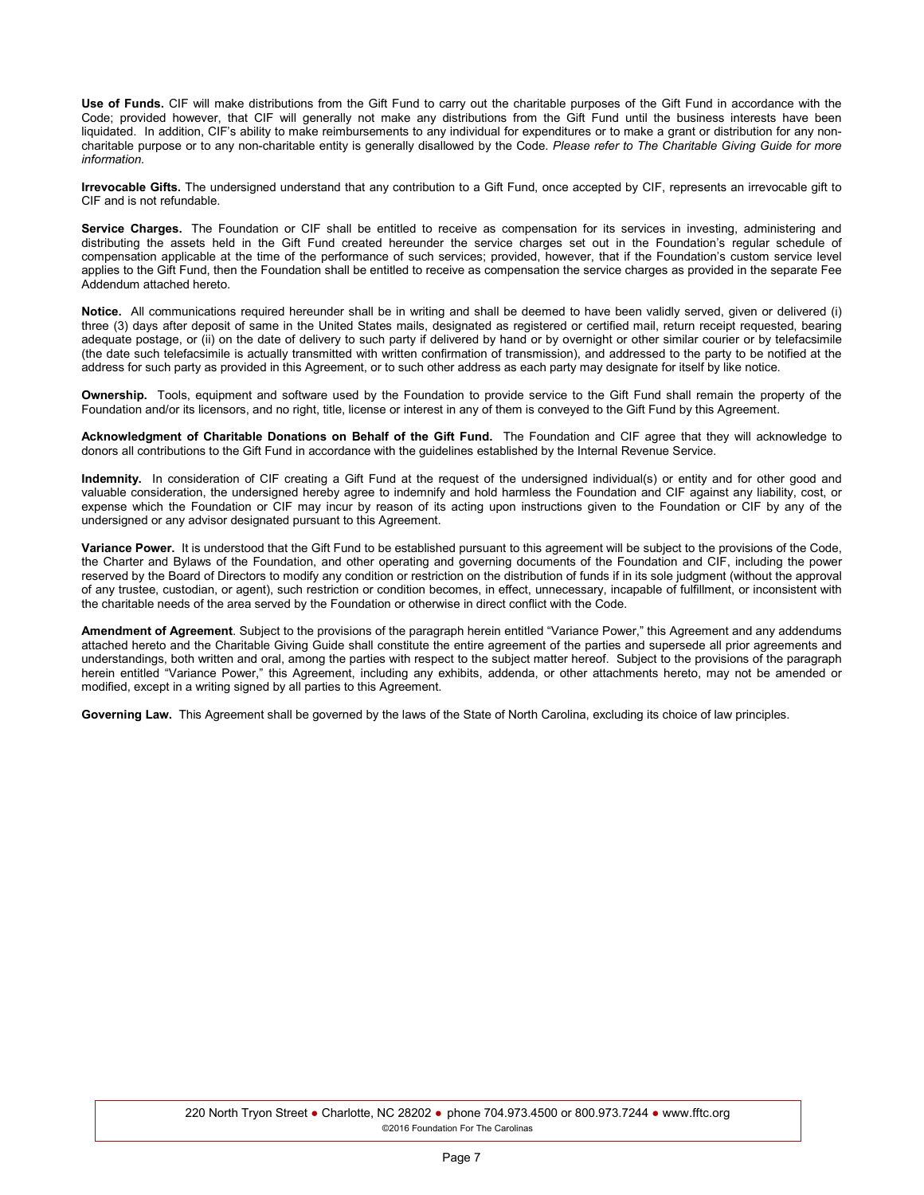**Use of Funds.** CIF will make distributions from the Gift Fund to carry out the charitable purposes of the Gift Fund in accordance with the Code; provided however, that CIF will generally not make any distributions from the Gift Fund until the business interests have been liquidated. In addition, CIF's ability to make reimbursements to any individual for expenditures or to make a grant or distribution for any non-charitable purpose or to any non-charitable entity is generally disallowed by the Code. *Please refer to The Charitable Giving Guide for more information.*

**Irrevocable Gifts.** The undersigned understand that any contribution to a Gift Fund, once accepted by CIF, represents an irrevocable gift to CIF and is not refundable.

**Service Charges.** The Foundation or CIF shall be entitled to receive as compensation for its services in investing, administering and distributing the assets held in the Gift Fund created hereunder the service charges set out in the Foundation's regular schedule of compensation applicable at the time of the performance of such services; provided, however, that if the Foundation's custom service level applies to the Gift Fund, then the Foundation shall be entitled to receive as compensation the service charges as provided in the separate Fee Addendum attached hereto.

**Notice.** All communications required hereunder shall be in writing and shall be deemed to have been validly served, given or delivered (i) three (3) days after deposit of same in the United States mails, designated as registered or certified mail, return receipt requested, bearing adequate postage, or (ii) on the date of delivery to such party if delivered by hand or by overnight or other similar courier or by telefacsimile (the date such telefacsimile is actually transmitted with written confirmation of transmission), and addressed to the party to be notified at the address for such party as provided in this Agreement, or to such other address as each party may designate for itself by like notice.

**Ownership.** Tools, equipment and software used by the Foundation to provide service to the Gift Fund shall remain the property of the Foundation and/or its licensors, and no right, title, license or interest in any of them is conveyed to the Gift Fund by this Agreement.

**Acknowledgment of Charitable Donations on Behalf of the Gift Fund.** The Foundation and CIF agree that they will acknowledge to donors all contributions to the Gift Fund in accordance with the guidelines established by the Internal Revenue Service.

**Indemnity.** In consideration of CIF creating a Gift Fund at the request of the undersigned individual(s) or entity and for other good and valuable consideration, the undersigned hereby agree to indemnify and hold harmless the Foundation and CIF against any liability, cost, or expense which the Foundation or CIF may incur by reason of its acting upon instructions given to the Foundation or CIF by any of the undersigned or any advisor designated pursuant to this Agreement.

**Variance Power.** It is understood that the Gift Fund to be established pursuant to this agreement will be subject to the provisions of the Code, the Charter and Bylaws of the Foundation, and other operating and governing documents of the Foundation and CIF, including the power reserved by the Board of Directors to modify any condition or restriction on the distribution of funds if in its sole judgment (without the approval of any trustee, custodian, or agent), such restriction or condition becomes, in effect, unnecessary, incapable of fulfillment, or inconsistent with the charitable needs of the area served by the Foundation or otherwise in direct conflict with the Code.

**Amendment of Agreement**. Subject to the provisions of the paragraph herein entitled "Variance Power," this Agreement and any addendums attached hereto and the Charitable Giving Guide shall constitute the entire agreement of the parties and supersede all prior agreements and understandings, both written and oral, among the parties with respect to the subject matter hereof. Subject to the provisions of the paragraph herein entitled "Variance Power," this Agreement, including any exhibits, addenda, or other attachments hereto, may not be amended or modified, except in a writing signed by all parties to this Agreement.

**Governing Law.** This Agreement shall be governed by the laws of the State of North Carolina, excluding its choice of law principles.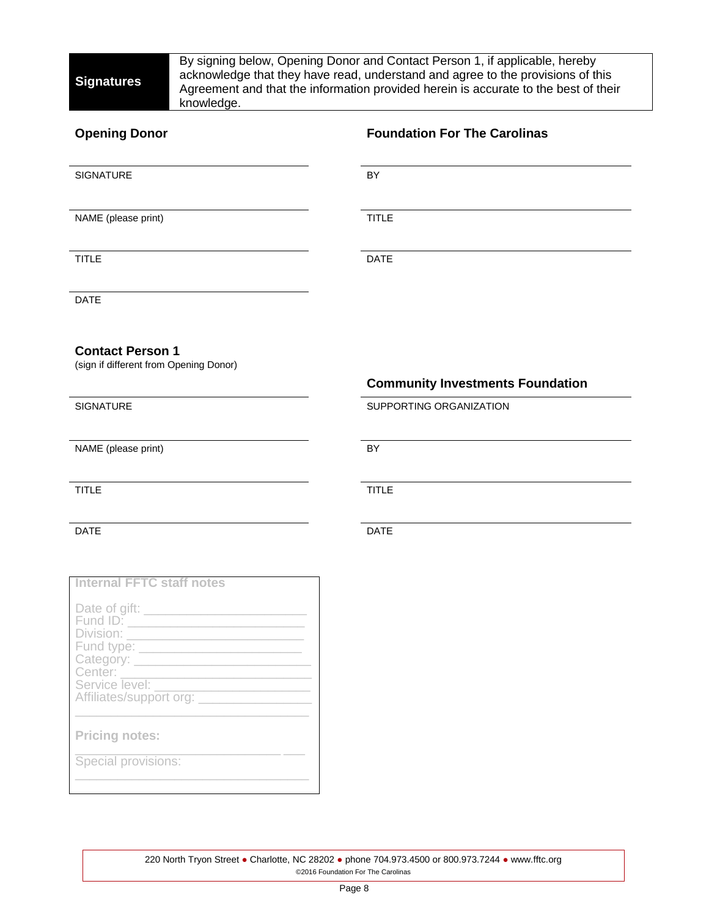**Signatures**

By signing below, Opening Donor and Contact Person 1, if applicable, hereby acknowledge that they have read, understand and agree to the provisions of this Agreement and that the information provided herein is accurate to the best of their knowledge.

**Opening Donor**

\_\_\_\_\_\_\_\_\_\_\_\_\_\_\_\_\_\_\_\_\_\_\_\_\_\_\_\_\_\_\_\_\_\_\_\_
SIGNATURE

\_\_\_\_\_\_\_\_\_\_\_\_\_\_\_\_\_\_\_\_\_\_\_\_\_\_\_\_\_\_\_\_\_\_\_\_
NAME (please print)

\_\_\_\_\_\_\_\_\_\_\_\_\_\_\_\_\_\_\_\_\_\_\_\_\_\_\_\_\_\_\_\_\_\_\_\_
TITLE

\_\_\_\_\_\_\_\_\_\_\_\_\_\_\_\_\_\_\_\_\_\_\_\_\_\_\_\_\_\_\_\_\_\_\_\_
DATE

**Foundation For The Carolinas**

\_\_\_\_\_\_\_\_\_\_\_\_\_\_\_\_\_\_\_\_\_\_\_\_\_\_\_\_\_\_\_\_\_\_\_\_
BY

\_\_\_\_\_\_\_\_\_\_\_\_\_\_\_\_\_\_\_\_\_\_\_\_\_\_\_\_\_\_\_\_\_\_\_\_
TITLE

\_\_\_\_\_\_\_\_\_\_\_\_\_\_\_\_\_\_\_\_\_\_\_\_\_\_\_\_\_\_\_\_\_\_\_\_
DATE

**Contact Person 1**
(sign if different from Opening Donor)

\_\_\_\_\_\_\_\_\_\_\_\_\_\_\_\_\_\_\_\_\_\_\_\_\_\_\_\_\_\_\_\_\_\_\_\_
SIGNATURE

\_\_\_\_\_\_\_\_\_\_\_\_\_\_\_\_\_\_\_\_\_\_\_\_\_\_\_\_\_\_\_\_\_\_\_\_
NAME (please print)

\_\_\_\_\_\_\_\_\_\_\_\_\_\_\_\_\_\_\_\_\_\_\_\_\_\_\_\_\_\_\_\_\_\_\_\_
TITLE

\_\_\_\_\_\_\_\_\_\_\_\_\_\_\_\_\_\_\_\_\_\_\_\_\_\_\_\_\_\_\_\_\_\_\_\_
DATE

**Community Investments Foundation**

\_\_\_\_\_\_\_\_\_\_\_\_\_\_\_\_\_\_\_\_\_\_\_\_\_\_\_\_\_\_\_\_\_\_\_\_
SUPPORTING ORGANIZATION

\_\_\_\_\_\_\_\_\_\_\_\_\_\_\_\_\_\_\_\_\_\_\_\_\_\_\_\_\_\_\_\_\_\_\_\_
BY

\_\_\_\_\_\_\_\_\_\_\_\_\_\_\_\_\_\_\_\_\_\_\_\_\_\_\_\_\_\_\_\_\_\_\_\_
TITLE

\_\_\_\_\_\_\_\_\_\_\_\_\_\_\_\_\_\_\_\_\_\_\_\_\_\_\_\_\_\_\_\_\_\_\_\_
DATE

**Internal FFTC staff notes**

Date of gift: \_\_\_\_\_\_\_\_\_\_\_\_\_\_\_\_\_\_\_\_\_\_\_\_
Fund ID: \_\_\_\_\_\_\_\_\_\_\_\_\_\_\_\_\_\_\_\_\_\_\_\_\_\_
Division: \_\_\_\_\_\_\_\_\_\_\_\_\_\_\_\_\_\_\_\_\_\_\_\_\_\_
Fund type: \_\_\_\_\_\_\_\_\_\_\_\_\_\_\_\_\_\_\_\_\_\_\_\_\_
Category: \_\_\_\_\_\_\_\_\_\_\_\_\_\_\_\_\_\_\_\_\_\_\_\_\_\_
Center: \_\_\_\_\_\_\_\_\_\_\_\_\_\_\_\_\_\_\_\_\_\_\_\_\_\_\_\_
Service level: \_\_\_\_\_\_\_\_\_\_\_\_\_\_\_\_\_\_\_\_\_\_\_
Affiliates/support org: \_\_\_\_\_\_\_\_\_\_\_\_\_\_\_\_
\_\_\_\_\_\_\_\_\_\_\_\_\_\_\_\_\_\_\_\_\_\_\_\_\_\_\_\_\_\_\_\_\_\_

**Pricing notes:**
\_\_\_\_\_\_\_\_\_\_\_\_\_\_\_\_\_\_\_\_\_\_\_\_\_\_\_\_\_\_\_\_\_\_
Special provisions:
\_\_\_\_\_\_\_\_\_\_\_\_\_\_\_\_\_\_\_\_\_\_\_\_\_\_\_\_\_\_\_\_\_\_

220 North Tryon Street ● Charlotte, NC 28202 ● phone 704.973.4500 or 800.973.7244 ● www.fftc.org
©2016 Foundation For The Carolinas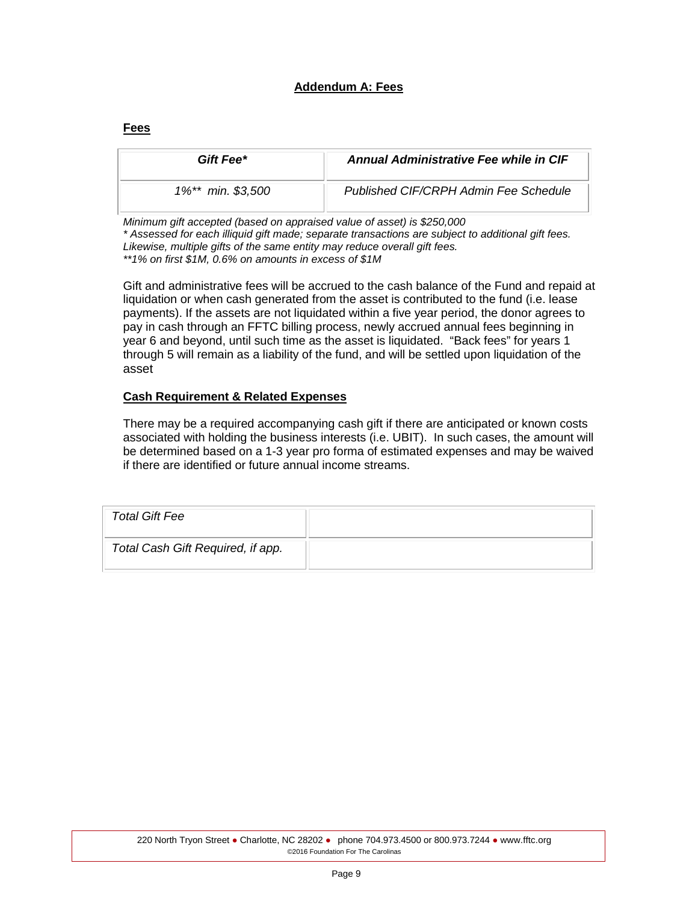## Addendum A: Fees

### Fees

| *Gift Fee** | *Annual Administrative Fee while in CIF* |
|---|---|
| *1%** min. $3,500* | *Published CIF/CRPH Admin Fee Schedule* |

*Minimum gift accepted (based on appraised value of asset) is $250,000*
** Assessed for each illiquid gift made; separate transactions are subject to additional gift fees. Likewise, multiple gifts of the same entity may reduce overall gift fees.*
***1% on first $1M, 0.6% on amounts in excess of $1M*

Gift and administrative fees will be accrued to the cash balance of the Fund and repaid at liquidation or when cash generated from the asset is contributed to the fund (i.e. lease payments). If the assets are not liquidated within a five year period, the donor agrees to pay in cash through an FFTC billing process, newly accrued annual fees beginning in year 6 and beyond, until such time as the asset is liquidated. "Back fees" for years 1 through 5 will remain as a liability of the fund, and will be settled upon liquidation of the asset

### Cash Requirement & Related Expenses

There may be a required accompanying cash gift if there are anticipated or known costs associated with holding the business interests (i.e. UBIT). In such cases, the amount will be determined based on a 1-3 year pro forma of estimated expenses and may be waived if there are identified or future annual income streams.

| | |
|---|---|
| *Total Gift Fee* | |
| *Total Cash Gift Required, if app.* | |

220 North Tryon Street ● Charlotte, NC 28202 ● phone 704.973.4500 or 800.973.7244 ● www.fftc.org
©2016 Foundation For The Carolinas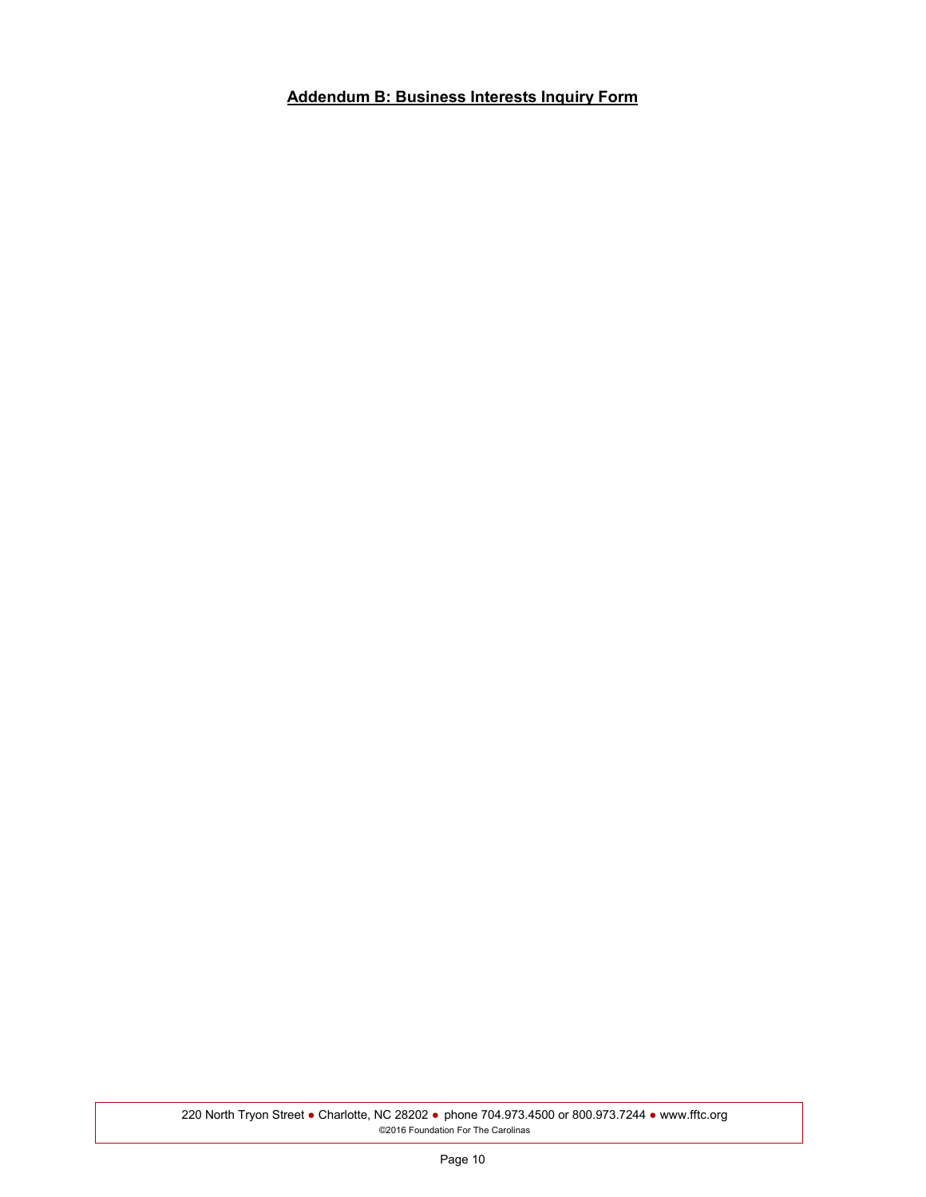**Addendum B: Business Interests Inquiry Form**